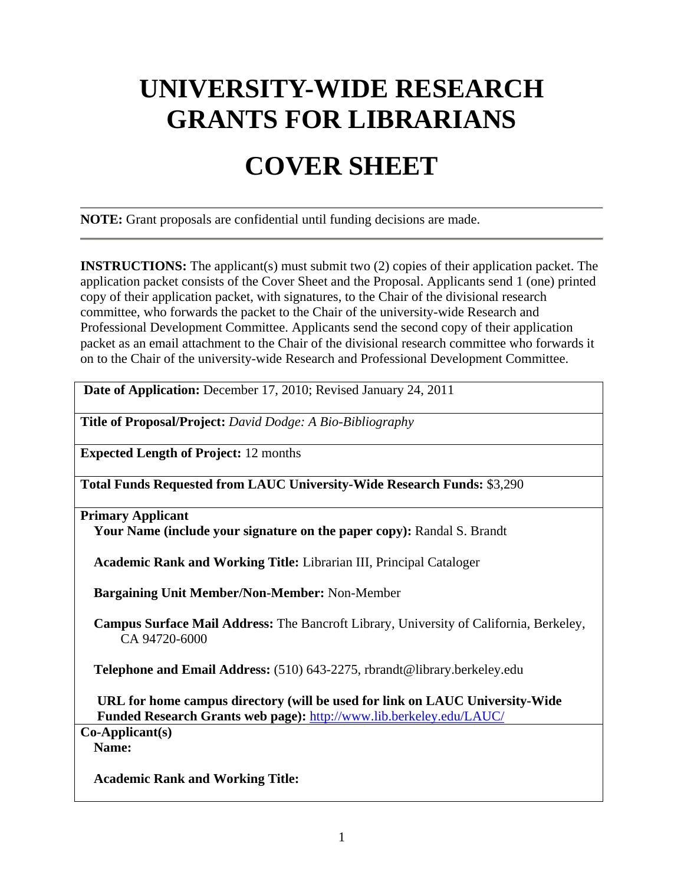# UNIVERSITY-WIDE RESEARCH GRANTS FOR LIBRARIANS

# COVER SHEET

---

**NOTE:** Grant proposals are confidential until funding decisions are made.

---

**INSTRUCTIONS:** The applicant(s) must submit two (2) copies of their application packet. The application packet consists of the Cover Sheet and the Proposal. Applicants send 1 (one) printed copy of their application packet, with signatures, to the Chair of the divisional research committee, who forwards the packet to the Chair of the university-wide Research and Professional Development Committee. Applicants send the second copy of their application packet as an email attachment to the Chair of the divisional research committee who forwards it on to the Chair of the university-wide Research and Professional Development Committee.

**Date of Application:** December 17, 2010; Revised January 24, 2011

**Title of Proposal/Project:** *David Dodge: A Bio-Bibliography*

**Expected Length of Project:** 12 months

**Total Funds Requested from LAUC University-Wide Research Funds:** $3,290

**Primary Applicant**

**Your Name (include your signature on the paper copy):** Randal S. Brandt

**Academic Rank and Working Title:** Librarian III, Principal Cataloger

**Bargaining Unit Member/Non-Member:** Non-Member

**Campus Surface Mail Address:** The Bancroft Library, University of California, Berkeley, CA 94720-6000

**Telephone and Email Address:** (510) 643-2275, rbrandt@library.berkeley.edu

**URL for home campus directory (will be used for link on LAUC University-Wide Funded Research Grants web page):** [http://www.lib.berkeley.edu/LAUC/](http://www.lib.berkeley.edu/LAUC/)

**Co-Applicant(s)**

**Name:**

**Academic Rank and Working Title:**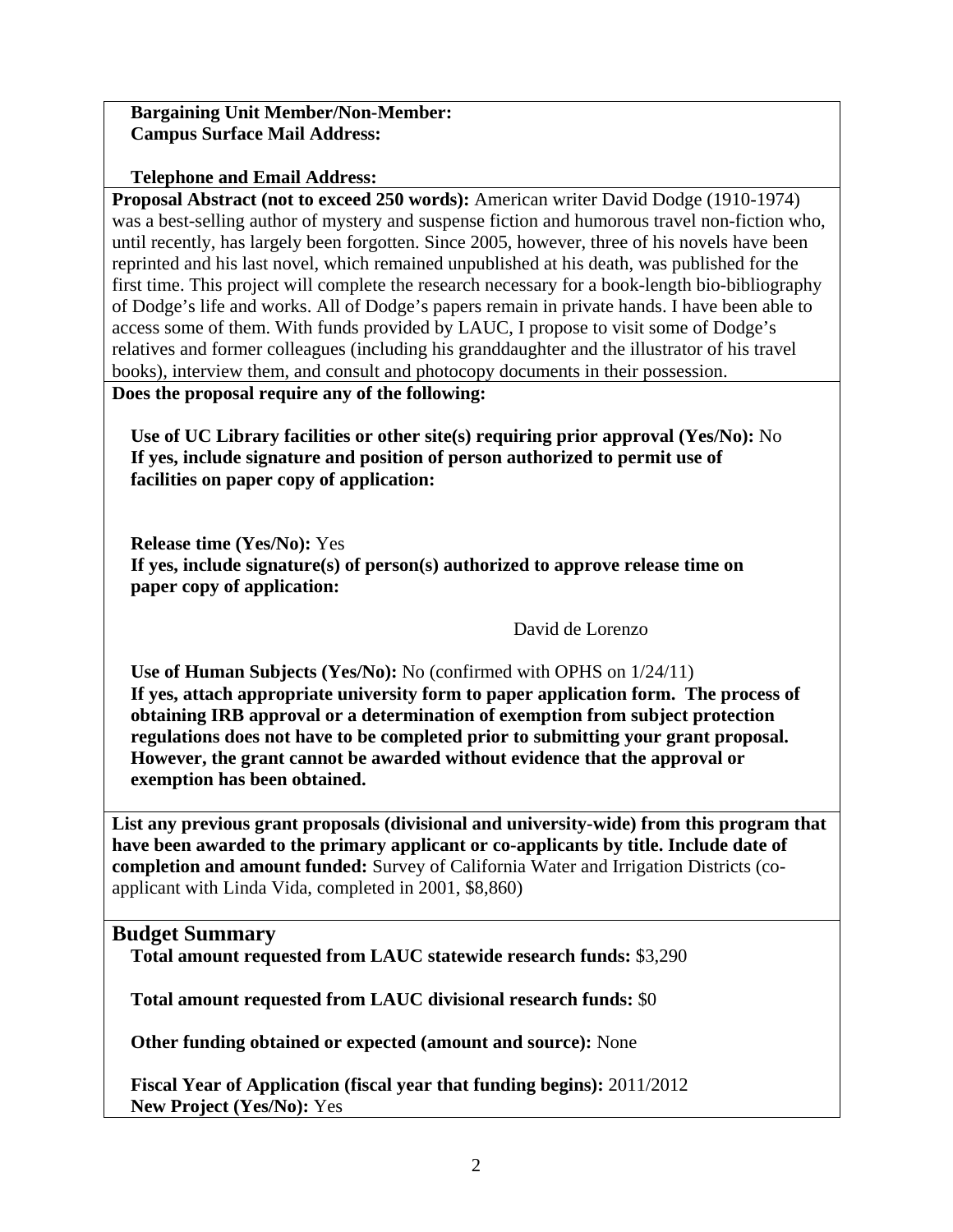**Bargaining Unit Member/Non-Member:**
**Campus Surface Mail Address:**

**Telephone and Email Address:**

**Proposal Abstract (not to exceed 250 words):** American writer David Dodge (1910-1974) was a best-selling author of mystery and suspense fiction and humorous travel non-fiction who, until recently, has largely been forgotten. Since 2005, however, three of his novels have been reprinted and his last novel, which remained unpublished at his death, was published for the first time. This project will complete the research necessary for a book-length bio-bibliography of Dodge's life and works. All of Dodge's papers remain in private hands. I have been able to access some of them. With funds provided by LAUC, I propose to visit some of Dodge's relatives and former colleagues (including his granddaughter and the illustrator of his travel books), interview them, and consult and photocopy documents in their possession.

**Does the proposal require any of the following:**

**Use of UC Library facilities or other site(s) requiring prior approval (Yes/No):** No
**If yes, include signature and position of person authorized to permit use of facilities on paper copy of application:**

**Release time (Yes/No):** Yes
**If yes, include signature(s) of person(s) authorized to approve release time on paper copy of application:**

David de Lorenzo

**Use of Human Subjects (Yes/No):** No (confirmed with OPHS on 1/24/11)
**If yes, attach appropriate university form to paper application form. The process of obtaining IRB approval or a determination of exemption from subject protection regulations does not have to be completed prior to submitting your grant proposal. However, the grant cannot be awarded without evidence that the approval or exemption has been obtained.**

**List any previous grant proposals (divisional and university-wide) from this program that have been awarded to the primary applicant or co-applicants by title. Include date of completion and amount funded:** Survey of California Water and Irrigation Districts (co-applicant with Linda Vida, completed in 2001, $8,860)

## Budget Summary

**Total amount requested from LAUC statewide research funds:** $3,290

**Total amount requested from LAUC divisional research funds:** $0

**Other funding obtained or expected (amount and source):** None

**Fiscal Year of Application (fiscal year that funding begins):** 2011/2012
**New Project (Yes/No):** Yes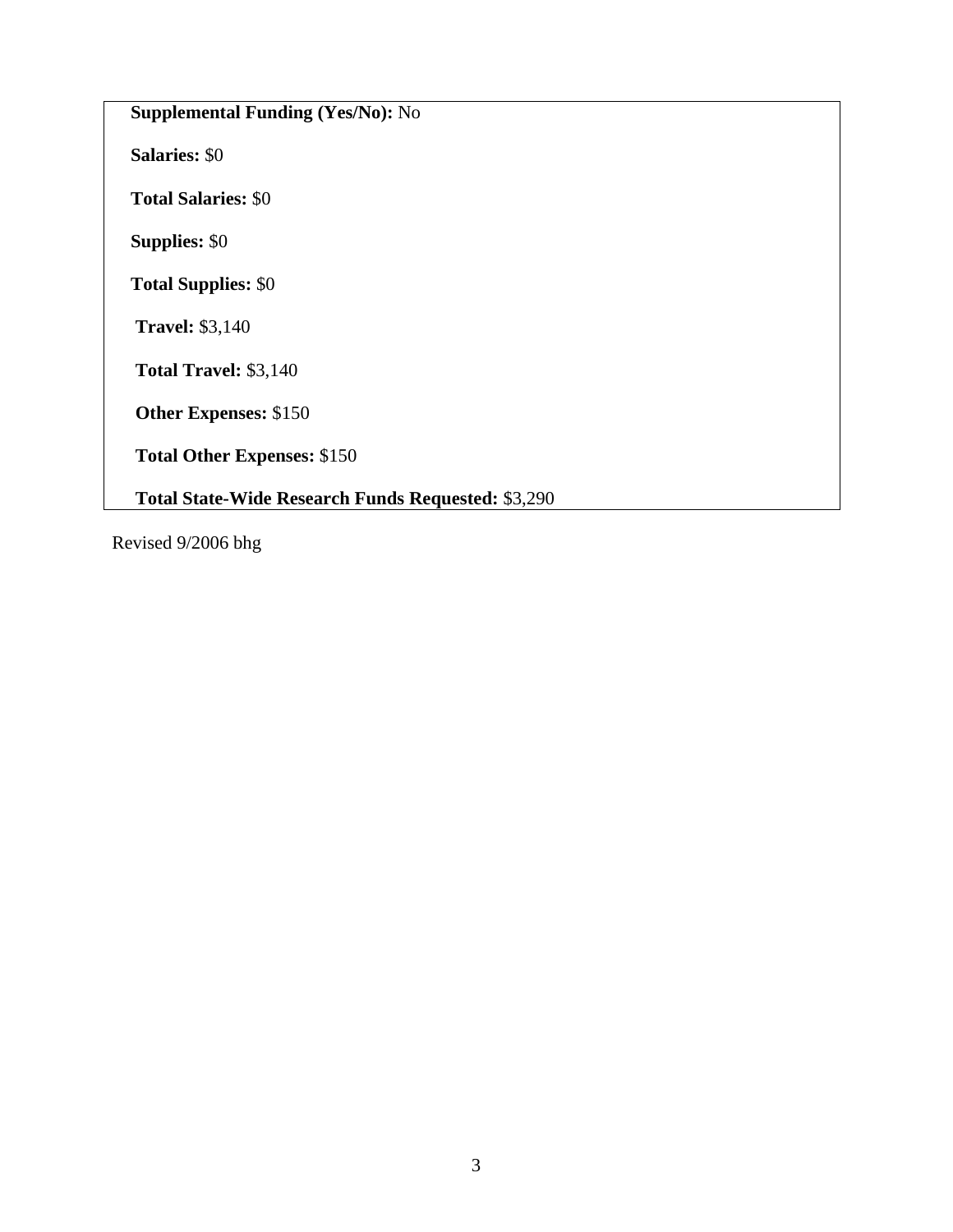**Supplemental Funding (Yes/No):** No

**Salaries:** $0

**Total Salaries:** $0

**Supplies:** $0

**Total Supplies:** $0

**Travel:** $3,140

**Total Travel:** $3,140

**Other Expenses:** $150

**Total Other Expenses:** $150

**Total State-Wide Research Funds Requested:** $3,290

Revised 9/2006 bhg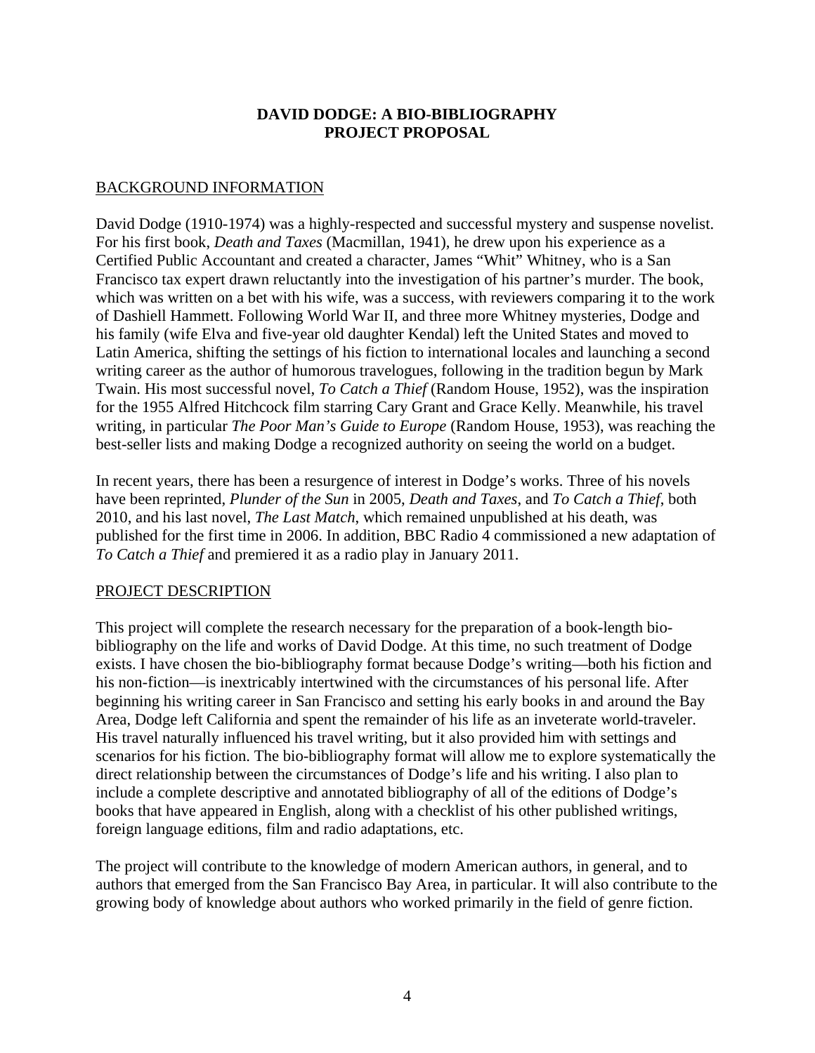**DAVID DODGE: A BIO-BIBLIOGRAPHY**
**PROJECT PROPOSAL**

## BACKGROUND INFORMATION

David Dodge (1910-1974) was a highly-respected and successful mystery and suspense novelist. For his first book, *Death and Taxes* (Macmillan, 1941), he drew upon his experience as a Certified Public Accountant and created a character, James "Whit" Whitney, who is a San Francisco tax expert drawn reluctantly into the investigation of his partner's murder. The book, which was written on a bet with his wife, was a success, with reviewers comparing it to the work of Dashiell Hammett. Following World War II, and three more Whitney mysteries, Dodge and his family (wife Elva and five-year old daughter Kendal) left the United States and moved to Latin America, shifting the settings of his fiction to international locales and launching a second writing career as the author of humorous travelogues, following in the tradition begun by Mark Twain. His most successful novel, *To Catch a Thief* (Random House, 1952), was the inspiration for the 1955 Alfred Hitchcock film starring Cary Grant and Grace Kelly. Meanwhile, his travel writing, in particular *The Poor Man's Guide to Europe* (Random House, 1953), was reaching the best-seller lists and making Dodge a recognized authority on seeing the world on a budget.

In recent years, there has been a resurgence of interest in Dodge's works. Three of his novels have been reprinted, *Plunder of the Sun* in 2005, *Death and Taxes*, and *To Catch a Thief*, both 2010, and his last novel, *The Last Match*, which remained unpublished at his death, was published for the first time in 2006. In addition, BBC Radio 4 commissioned a new adaptation of *To Catch a Thief* and premiered it as a radio play in January 2011.

## PROJECT DESCRIPTION

This project will complete the research necessary for the preparation of a book-length bio-bibliography on the life and works of David Dodge. At this time, no such treatment of Dodge exists. I have chosen the bio-bibliography format because Dodge's writing—both his fiction and his non-fiction—is inextricably intertwined with the circumstances of his personal life. After beginning his writing career in San Francisco and setting his early books in and around the Bay Area, Dodge left California and spent the remainder of his life as an inveterate world-traveler. His travel naturally influenced his travel writing, but it also provided him with settings and scenarios for his fiction. The bio-bibliography format will allow me to explore systematically the direct relationship between the circumstances of Dodge's life and his writing. I also plan to include a complete descriptive and annotated bibliography of all of the editions of Dodge's books that have appeared in English, along with a checklist of his other published writings, foreign language editions, film and radio adaptations, etc.

The project will contribute to the knowledge of modern American authors, in general, and to authors that emerged from the San Francisco Bay Area, in particular. It will also contribute to the growing body of knowledge about authors who worked primarily in the field of genre fiction.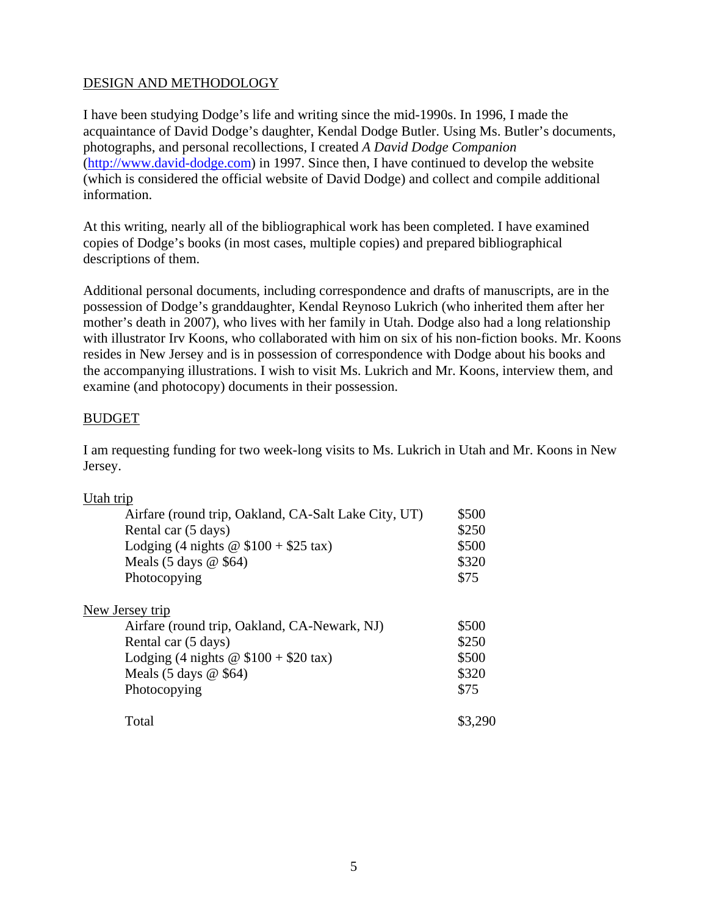## DESIGN AND METHODOLOGY

I have been studying Dodge's life and writing since the mid-1990s. In 1996, I made the acquaintance of David Dodge's daughter, Kendal Dodge Butler. Using Ms. Butler's documents, photographs, and personal recollections, I created *A David Dodge Companion* (http://www.david-dodge.com) in 1997. Since then, I have continued to develop the website (which is considered the official website of David Dodge) and collect and compile additional information.

At this writing, nearly all of the bibliographical work has been completed. I have examined copies of Dodge's books (in most cases, multiple copies) and prepared bibliographical descriptions of them.

Additional personal documents, including correspondence and drafts of manuscripts, are in the possession of Dodge's granddaughter, Kendal Reynoso Lukrich (who inherited them after her mother's death in 2007), who lives with her family in Utah. Dodge also had a long relationship with illustrator Irv Koons, who collaborated with him on six of his non-fiction books. Mr. Koons resides in New Jersey and is in possession of correspondence with Dodge about his books and the accompanying illustrations. I wish to visit Ms. Lukrich and Mr. Koons, interview them, and examine (and photocopy) documents in their possession.

## BUDGET

I am requesting funding for two week-long visits to Ms. Lukrich in Utah and Mr. Koons in New Jersey.

| | |
|---|---|
| **Utah trip** | |
| Airfare (round trip, Oakland, CA-Salt Lake City, UT) | $500 |
| Rental car (5 days) | $250 |
| Lodging (4 nights @ $100 + $25 tax) | $500 |
| Meals (5 days @ $64) | $320 |
| Photocopying | $75 |
| **New Jersey trip** | |
| Airfare (round trip, Oakland, CA-Newark, NJ) | $500 |
| Rental car (5 days) | $250 |
| Lodging (4 nights @ $100 + $20 tax) | $500 |
| Meals (5 days @ $64) | $320 |
| Photocopying | $75 |
| Total | $3,290 |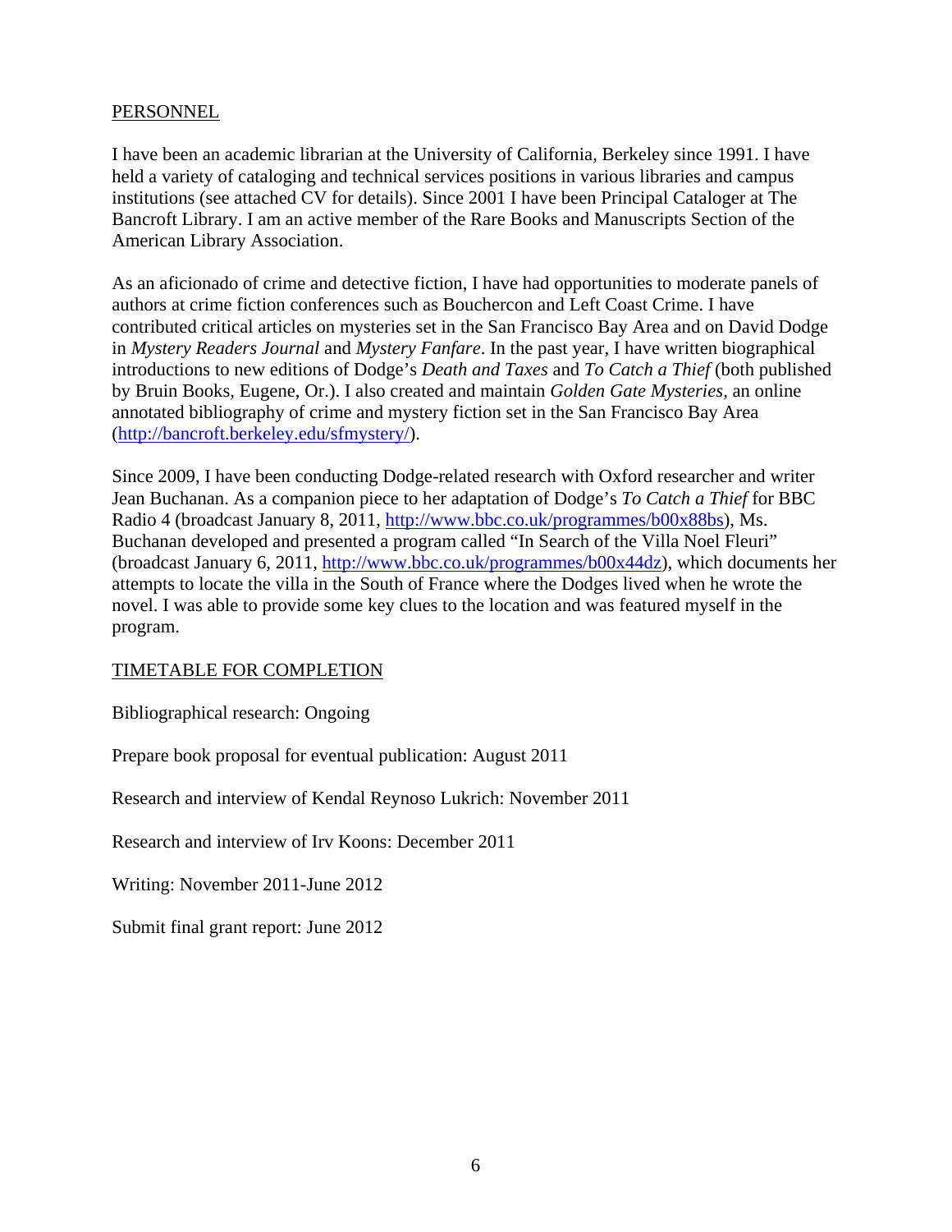## PERSONNEL

I have been an academic librarian at the University of California, Berkeley since 1991. I have held a variety of cataloging and technical services positions in various libraries and campus institutions (see attached CV for details). Since 2001 I have been Principal Cataloger at The Bancroft Library. I am an active member of the Rare Books and Manuscripts Section of the American Library Association.

As an aficionado of crime and detective fiction, I have had opportunities to moderate panels of authors at crime fiction conferences such as Bouchercon and Left Coast Crime. I have contributed critical articles on mysteries set in the San Francisco Bay Area and on David Dodge in *Mystery Readers Journal* and *Mystery Fanfare*. In the past year, I have written biographical introductions to new editions of Dodge's *Death and Taxes* and *To Catch a Thief* (both published by Bruin Books, Eugene, Or.). I also created and maintain *Golden Gate Mysteries*, an online annotated bibliography of crime and mystery fiction set in the San Francisco Bay Area (http://bancroft.berkeley.edu/sfmystery/).

Since 2009, I have been conducting Dodge-related research with Oxford researcher and writer Jean Buchanan. As a companion piece to her adaptation of Dodge's *To Catch a Thief* for BBC Radio 4 (broadcast January 8, 2011, http://www.bbc.co.uk/programmes/b00x88bs), Ms. Buchanan developed and presented a program called "In Search of the Villa Noel Fleuri" (broadcast January 6, 2011, http://www.bbc.co.uk/programmes/b00x44dz), which documents her attempts to locate the villa in the South of France where the Dodges lived when he wrote the novel. I was able to provide some key clues to the location and was featured myself in the program.

## TIMETABLE FOR COMPLETION

Bibliographical research: Ongoing

Prepare book proposal for eventual publication: August 2011

Research and interview of Kendal Reynoso Lukrich: November 2011

Research and interview of Irv Koons: December 2011

Writing: November 2011-June 2012

Submit final grant report: June 2012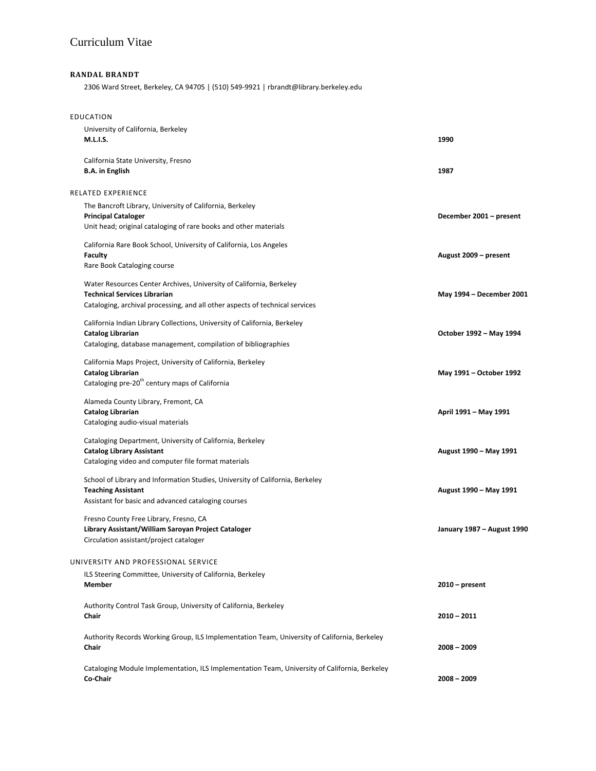# Curriculum Vitae

**RANDAL BRANDT**

2306 Ward Street, Berkeley, CA 94705 | (510) 549-9921 | rbrandt@library.berkeley.edu

## EDUCATION

University of California, Berkeley
**M.L.I.S.** **1990**

California State University, Fresno
**B.A. in English** **1987**

## RELATED EXPERIENCE

The Bancroft Library, University of California, Berkeley
**Principal Cataloger** **December 2001 – present**
Unit head; original cataloging of rare books and other materials

California Rare Book School, University of California, Los Angeles
**Faculty** **August 2009 – present**
Rare Book Cataloging course

Water Resources Center Archives, University of California, Berkeley
**Technical Services Librarian** **May 1994 – December 2001**
Cataloging, archival processing, and all other aspects of technical services

California Indian Library Collections, University of California, Berkeley
**Catalog Librarian** **October 1992 – May 1994**
Cataloging, database management, compilation of bibliographies

California Maps Project, University of California, Berkeley
**Catalog Librarian** **May 1991 – October 1992**
Cataloging pre-20th century maps of California

Alameda County Library, Fremont, CA
**Catalog Librarian** **April 1991 – May 1991**
Cataloging audio-visual materials

Cataloging Department, University of California, Berkeley
**Catalog Library Assistant** **August 1990 – May 1991**
Cataloging video and computer file format materials

School of Library and Information Studies, University of California, Berkeley
**Teaching Assistant** **August 1990 – May 1991**
Assistant for basic and advanced cataloging courses

Fresno County Free Library, Fresno, CA
**Library Assistant/William Saroyan Project Cataloger** **January 1987 – August 1990**
Circulation assistant/project cataloger

## UNIVERSITY AND PROFESSIONAL SERVICE

ILS Steering Committee, University of California, Berkeley
**Member** **2010 – present**

Authority Control Task Group, University of California, Berkeley
**Chair** **2010 – 2011**

Authority Records Working Group, ILS Implementation Team, University of California, Berkeley
**Chair** **2008 – 2009**

Cataloging Module Implementation, ILS Implementation Team, University of California, Berkeley
**Co-Chair** **2008 – 2009**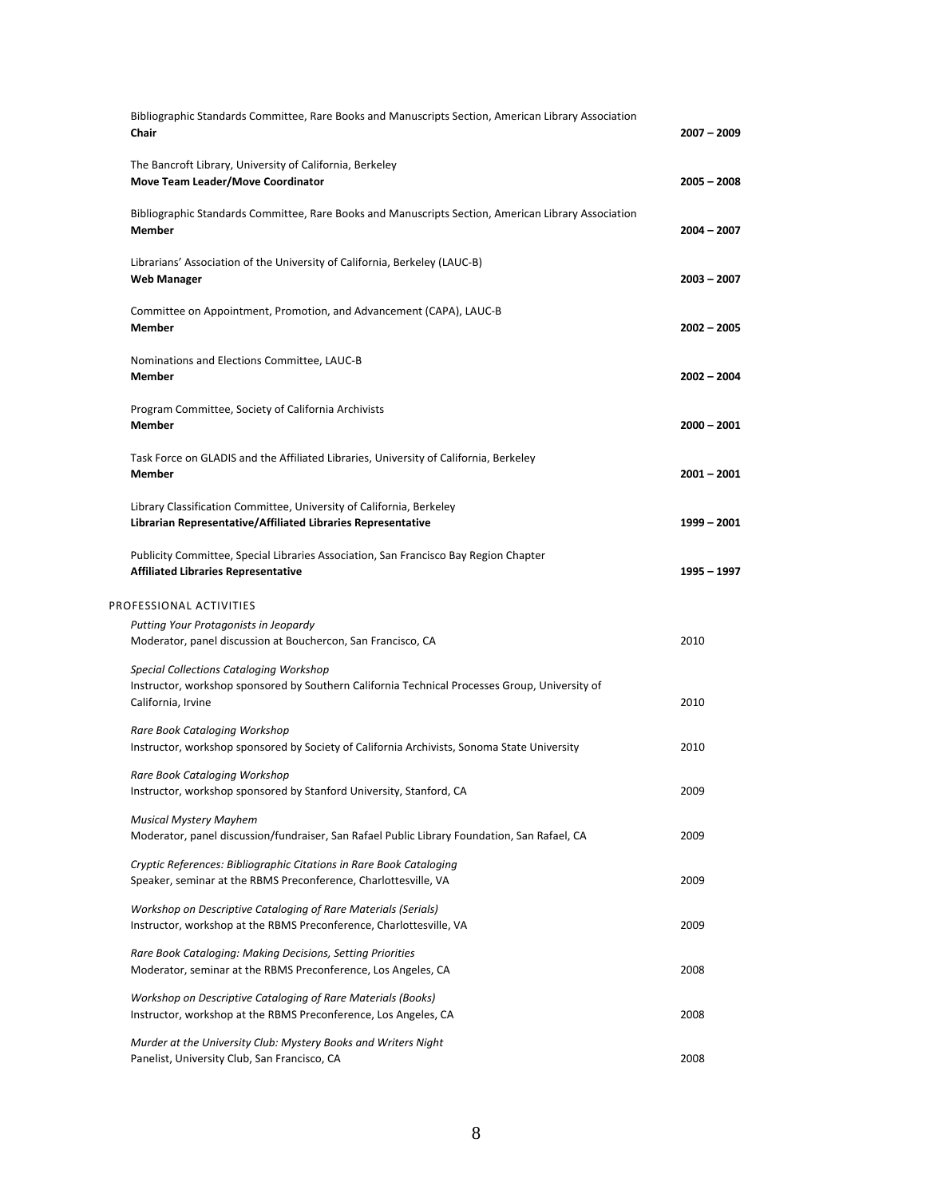Bibliographic Standards Committee, Rare Books and Manuscripts Section, American Library Association
**Chair** **2007 – 2009**

The Bancroft Library, University of California, Berkeley
**Move Team Leader/Move Coordinator** **2005 – 2008**

Bibliographic Standards Committee, Rare Books and Manuscripts Section, American Library Association
**Member** **2004 – 2007**

Librarians' Association of the University of California, Berkeley (LAUC-B)
**Web Manager** **2003 – 2007**

Committee on Appointment, Promotion, and Advancement (CAPA), LAUC-B
**Member** **2002 – 2005**

Nominations and Elections Committee, LAUC-B
**Member** **2002 – 2004**

Program Committee, Society of California Archivists
**Member** **2000 – 2001**

Task Force on GLADIS and the Affiliated Libraries, University of California, Berkeley
**Member** **2001 – 2001**

Library Classification Committee, University of California, Berkeley
**Librarian Representative/Affiliated Libraries Representative** **1999 – 2001**

Publicity Committee, Special Libraries Association, San Francisco Bay Region Chapter
**Affiliated Libraries Representative** **1995 – 1997**

## PROFESSIONAL ACTIVITIES

*Putting Your Protagonists in Jeopardy*
Moderator, panel discussion at Bouchercon, San Francisco, CA 2010

*Special Collections Cataloging Workshop*
Instructor, workshop sponsored by Southern California Technical Processes Group, University of California, Irvine 2010

*Rare Book Cataloging Workshop*
Instructor, workshop sponsored by Society of California Archivists, Sonoma State University 2010

*Rare Book Cataloging Workshop*
Instructor, workshop sponsored by Stanford University, Stanford, CA 2009

*Musical Mystery Mayhem*
Moderator, panel discussion/fundraiser, San Rafael Public Library Foundation, San Rafael, CA 2009

*Cryptic References: Bibliographic Citations in Rare Book Cataloging*
Speaker, seminar at the RBMS Preconference, Charlottesville, VA 2009

*Workshop on Descriptive Cataloging of Rare Materials (Serials)*
Instructor, workshop at the RBMS Preconference, Charlottesville, VA 2009

*Rare Book Cataloging: Making Decisions, Setting Priorities*
Moderator, seminar at the RBMS Preconference, Los Angeles, CA 2008

*Workshop on Descriptive Cataloging of Rare Materials (Books)*
Instructor, workshop at the RBMS Preconference, Los Angeles, CA 2008

*Murder at the University Club: Mystery Books and Writers Night*
Panelist, University Club, San Francisco, CA 2008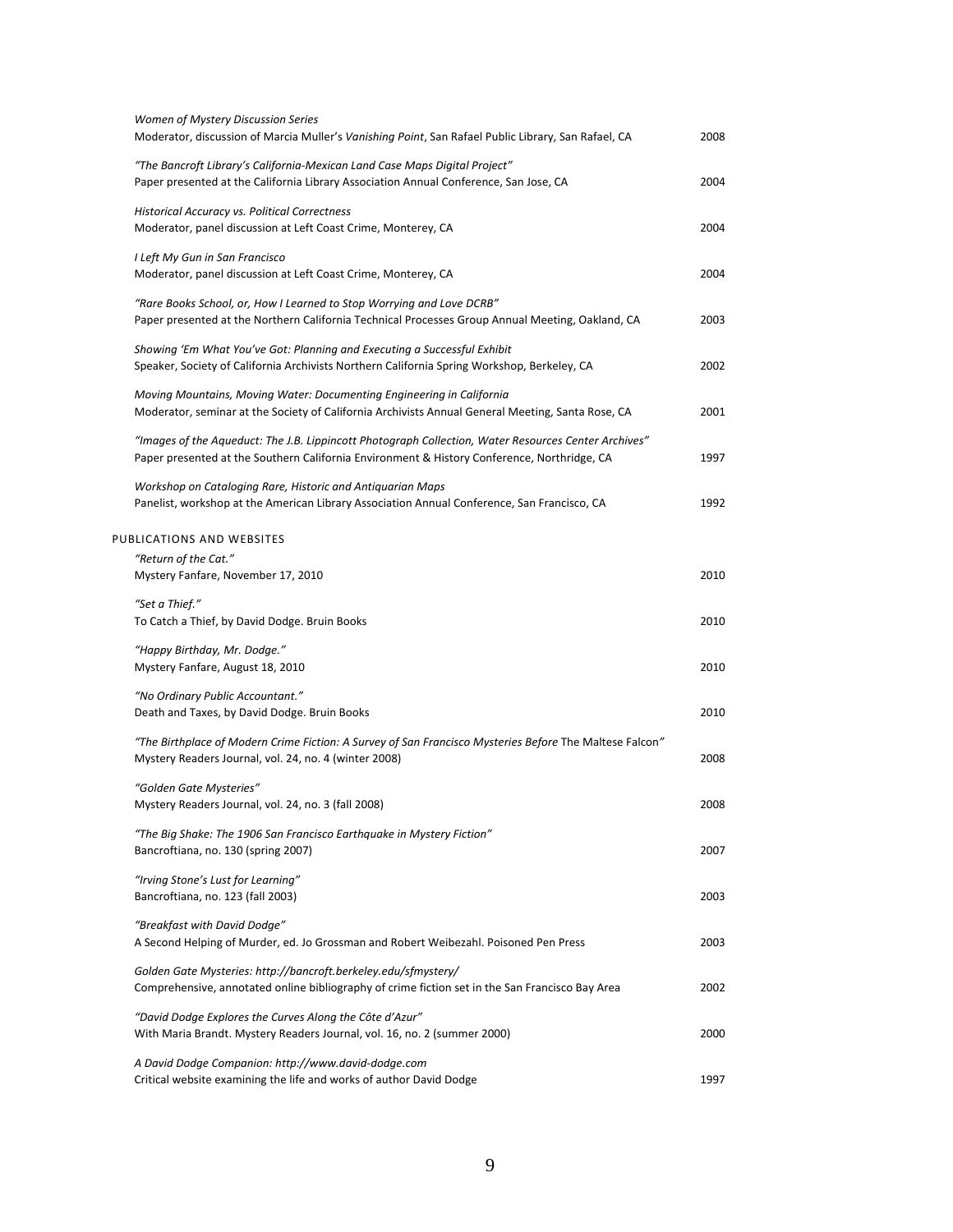*Women of Mystery Discussion Series*
Moderator, discussion of Marcia Muller's *Vanishing Point*, San Rafael Public Library, San Rafael, CA 2008

*"The Bancroft Library's California-Mexican Land Case Maps Digital Project"*
Paper presented at the California Library Association Annual Conference, San Jose, CA 2004

*Historical Accuracy vs. Political Correctness*
Moderator, panel discussion at Left Coast Crime, Monterey, CA 2004

*I Left My Gun in San Francisco*
Moderator, panel discussion at Left Coast Crime, Monterey, CA 2004

*"Rare Books School, or, How I Learned to Stop Worrying and Love DCRB"*
Paper presented at the Northern California Technical Processes Group Annual Meeting, Oakland, CA 2003

*Showing 'Em What You've Got: Planning and Executing a Successful Exhibit*
Speaker, Society of California Archivists Northern California Spring Workshop, Berkeley, CA 2002

*Moving Mountains, Moving Water: Documenting Engineering in California*
Moderator, seminar at the Society of California Archivists Annual General Meeting, Santa Rosa, CA 2001

*"Images of the Aqueduct: The J.B. Lippincott Photograph Collection, Water Resources Center Archives"*
Paper presented at the Southern California Environment & History Conference, Northridge, CA 1997

*Workshop on Cataloging Rare, Historic and Antiquarian Maps*
Panelist, workshop at the American Library Association Annual Conference, San Francisco, CA 1992

## PUBLICATIONS AND WEBSITES

*"Return of the Cat."*
Mystery Fanfare, November 17, 2010 2010

*"Set a Thief."*
To Catch a Thief, by David Dodge. Bruin Books 2010

*"Happy Birthday, Mr. Dodge."*
Mystery Fanfare, August 18, 2010 2010

*"No Ordinary Public Accountant."*
Death and Taxes, by David Dodge. Bruin Books 2010

*"The Birthplace of Modern Crime Fiction: A Survey of San Francisco Mysteries Before* The Maltese Falcon*"*
Mystery Readers Journal, vol. 24, no. 4 (winter 2008) 2008

*"Golden Gate Mysteries"*
Mystery Readers Journal, vol. 24, no. 3 (fall 2008) 2008

*"The Big Shake: The 1906 San Francisco Earthquake in Mystery Fiction"*
Bancroftiana, no. 130 (spring 2007) 2007

*"Irving Stone's Lust for Learning"*
Bancroftiana, no. 123 (fall 2003) 2003

*"Breakfast with David Dodge"*
A Second Helping of Murder, ed. Jo Grossman and Robert Weibezahl. Poisoned Pen Press 2003

*Golden Gate Mysteries: http://bancroft.berkeley.edu/sfmystery/*
Comprehensive, annotated online bibliography of crime fiction set in the San Francisco Bay Area 2002

*"David Dodge Explores the Curves Along the Côte d'Azur"*
With Maria Brandt. Mystery Readers Journal, vol. 16, no. 2 (summer 2000) 2000

*A David Dodge Companion: http://www.david-dodge.com*
Critical website examining the life and works of author David Dodge 1997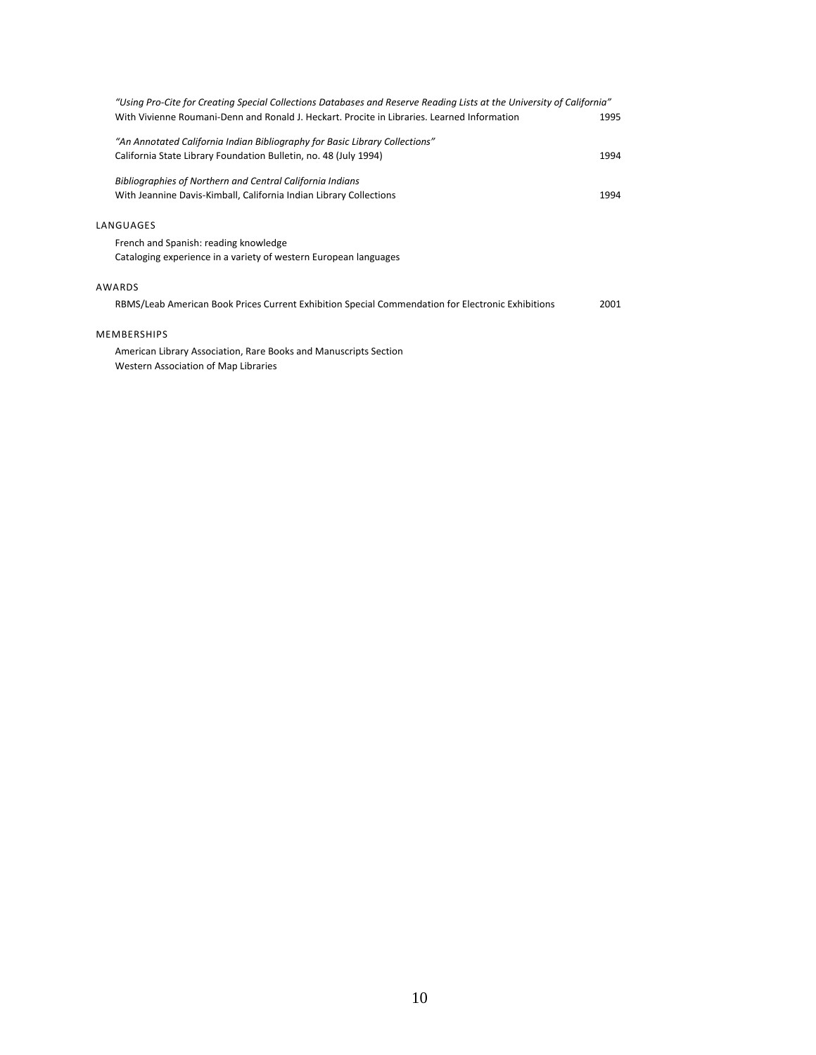*"Using Pro-Cite for Creating Special Collections Databases and Reserve Reading Lists at the University of California"*
With Vivienne Roumani-Denn and Ronald J. Heckart. Procite in Libraries. Learned Information 1995

*"An Annotated California Indian Bibliography for Basic Library Collections"*
California State Library Foundation Bulletin, no. 48 (July 1994) 1994

*Bibliographies of Northern and Central California Indians*
With Jeannine Davis-Kimball, California Indian Library Collections 1994

## LANGUAGES

French and Spanish: reading knowledge
Cataloging experience in a variety of western European languages

## AWARDS

RBMS/Leab American Book Prices Current Exhibition Special Commendation for Electronic Exhibitions 2001

## MEMBERSHIPS

American Library Association, Rare Books and Manuscripts Section
Western Association of Map Libraries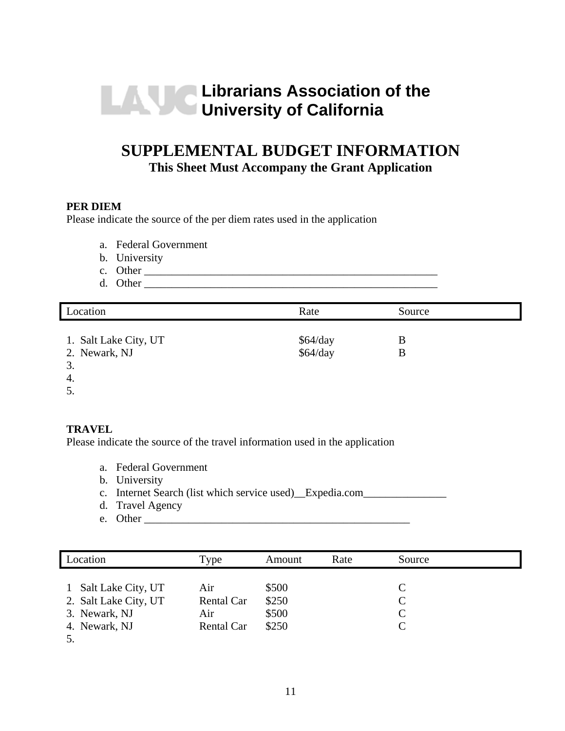# Librarians Association of the University of California

## SUPPLEMENTAL BUDGET INFORMATION

### This Sheet Must Accompany the Grant Application

**PER DIEM**

Please indicate the source of the per diem rates used in the application

a. Federal Government
b. University
c. Other ________________________________________________________
d. Other ________________________________________________________

| Location | Rate | Source |
|---|---|---|
| 1. Salt Lake City, UT | $64/day | B |
| 2. Newark, NJ | $64/day | B |
| 3. | | |
| 4. | | |
| 5. | | |

**TRAVEL**

Please indicate the source of the travel information used in the application

a. Federal Government
b. University
c. Internet Search (list which service used)__Expedia.com_______________
d. Travel Agency
e. Other __________________________________________________

| Location | Type | Amount | Rate | Source |
|---|---|---|---|---|
| 1 Salt Lake City, UT | Air | $500 | | C |
| 2. Salt Lake City, UT | Rental Car | $250 | | C |
| 3. Newark, NJ | Air | $500 | | C |
| 4. Newark, NJ | Rental Car | $250 | | C |
| 5. | | | | |